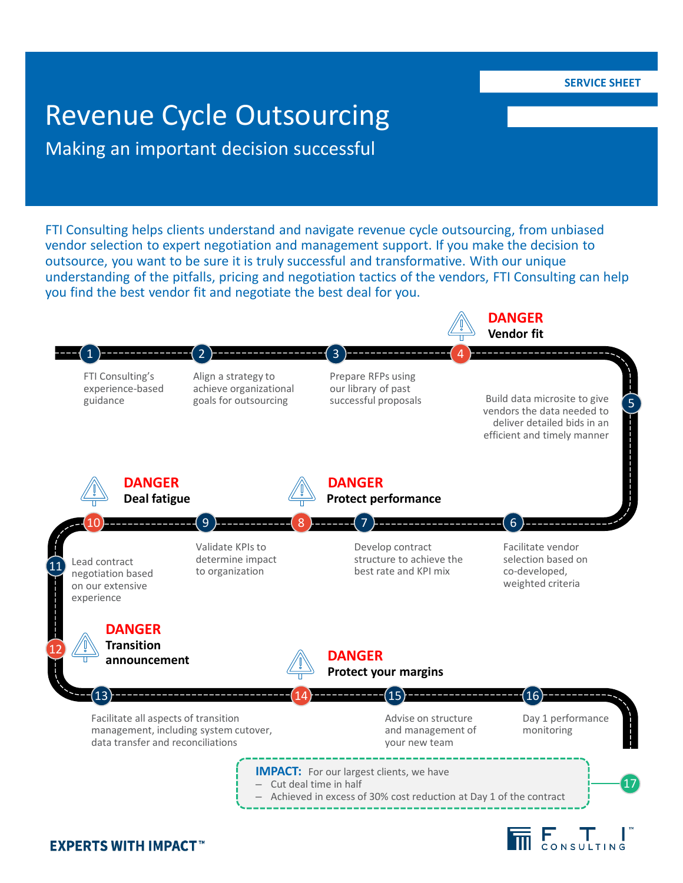SERVICE SHEET

# Revenue Cycle Outsourcing

## Making an important decision successful

FTI Consulting helps clients understand and navigate revenue cycle outsourcing, from unbiased vendor selection to expert negotiation and management support. If you make the decision to outsource, you want to be sure it is truly successful and transformative. With our unique understanding of the pitfalls, pricing and negotiation tactics of the vendors, FTI Consulting can help you find the best vendor fit and negotiate the best deal for you.

1. FTI Consulting's experience-based guidance
2. Align a strategy to achieve organizational goals for outsourcing
3. Prepare RFPs using our library of past successful proposals
4. **DANGER** Vendor fit
5. Build data microsite to give vendors the data needed to deliver detailed bids in an efficient and timely manner
6. Facilitate vendor selection based on co-developed, weighted criteria
7. Develop contract structure to achieve the best rate and KPI mix
8. **DANGER** Protect performance
9. Validate KPIs to determine impact to organization
10. **DANGER** Deal fatigue
11. Lead contract negotiation based on our extensive experience
12. **DANGER** Transition announcement
13. Facilitate all aspects of transition management, including system cutover, data transfer and reconciliations
14. **DANGER** Protect your margins
15. Advise on structure and management of your new team
16. Day 1 performance monitoring
17. **IMPACT:** For our largest clients, we have
    - Cut deal time in half
    - Achieved in excess of 30% cost reduction at Day 1 of the contract

**EXPERTS WITH IMPACT™**

FTI CONSULTING™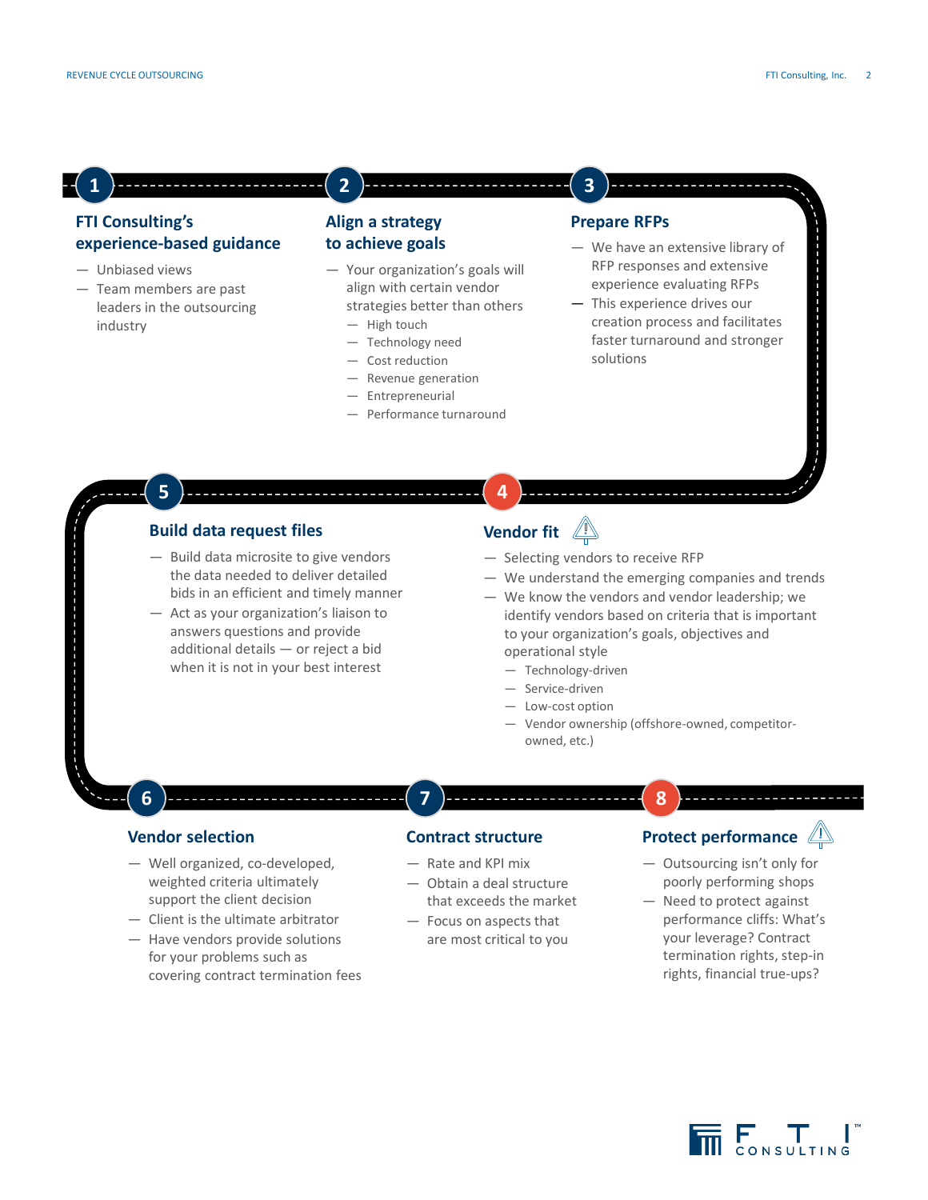## 1 FTI Consulting's experience-based guidance

- Unbiased views
- Team members are past leaders in the outsourcing industry

## 2 Align a strategy to achieve goals

- Your organization's goals will align with certain vendor strategies better than others
  - High touch
  - Technology need
  - Cost reduction
  - Revenue generation
  - Entrepreneurial
  - Performance turnaround

## 3 Prepare RFPs

- We have an extensive library of RFP responses and extensive experience evaluating RFPs
- This experience drives our creation process and facilitates faster turnaround and stronger solutions

## 4 Vendor fit

- Selecting vendors to receive RFP
- We understand the emerging companies and trends
- We know the vendors and vendor leadership; we identify vendors based on criteria that is important to your organization's goals, objectives and operational style
  - Technology-driven
  - Service-driven
  - Low-cost option
  - Vendor ownership (offshore-owned, competitor-owned, etc.)

## 5 Build data request files

- Build data microsite to give vendors the data needed to deliver detailed bids in an efficient and timely manner
- Act as your organization's liaison to answers questions and provide additional details — or reject a bid when it is not in your best interest

## 6 Vendor selection

- Well organized, co-developed, weighted criteria ultimately support the client decision
- Client is the ultimate arbitrator
- Have vendors provide solutions for your problems such as covering contract termination fees

## 7 Contract structure

- Rate and KPI mix
- Obtain a deal structure that exceeds the market
- Focus on aspects that are most critical to you

## 8 Protect performance

- Outsourcing isn't only for poorly performing shops
- Need to protect against performance cliffs: What's your leverage? Contract termination rights, step-in rights, financial true-ups?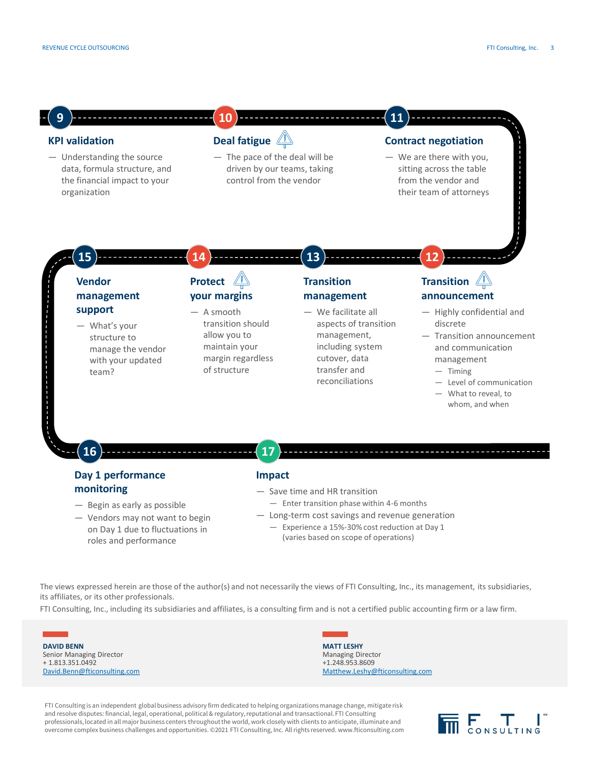### 9 KPI validation

- Understanding the source data, formula structure, and the financial impact to your organization

### 10 Deal fatigue ⚠

- The pace of the deal will be driven by our teams, taking control from the vendor

### 11 Contract negotiation

- We are there with you, sitting across the table from the vendor and their team of attorneys

### 12 Transition announcement ⚠

- Highly confidential and discrete
- Transition announcement and communication management
  - Timing
  - Level of communication
  - What to reveal, to whom, and when

### 13 Transition management

- We facilitate all aspects of transition management, including system cutover, data transfer and reconciliations

### 14 Protect your margins ⚠

- A smooth transition should allow you to maintain your margin regardless of structure

### 15 Vendor management support

- What's your structure to manage the vendor with your updated team?

### 16 Day 1 performance monitoring

- Begin as early as possible
- Vendors may not want to begin on Day 1 due to fluctuations in roles and performance

### 17 Impact

- Save time and HR transition
  - Enter transition phase within 4-6 months
- Long-term cost savings and revenue generation
  - Experience a 15%-30% cost reduction at Day 1 (varies based on scope of operations)

The views expressed herein are those of the author(s) and not necessarily the views of FTI Consulting, Inc., its management, its subsidiaries, its affiliates, or its other professionals.

FTI Consulting, Inc., including its subsidiaries and affiliates, is a consulting firm and is not a certified public accounting firm or a law firm.

**DAVID BENN**
Senior Managing Director
+ 1.813.351.0492
David.Benn@fticonsulting.com

**MATT LESHY**
Managing Director
+1.248.953.8609
Matthew.Leshy@fticonsulting.com

FTI Consulting is an independent global business advisory firm dedicated to helping organizations manage change, mitigate risk and resolve disputes: financial, legal, operational, political & regulatory, reputational and transactional. FTI Consulting professionals, located in all major business centers throughout the world, work closely with clients to anticipate, illuminate and overcome complex business challenges and opportunities. ©2021 FTI Consulting, Inc. All rights reserved. www.fticonsulting.com

FTI CONSULTING™